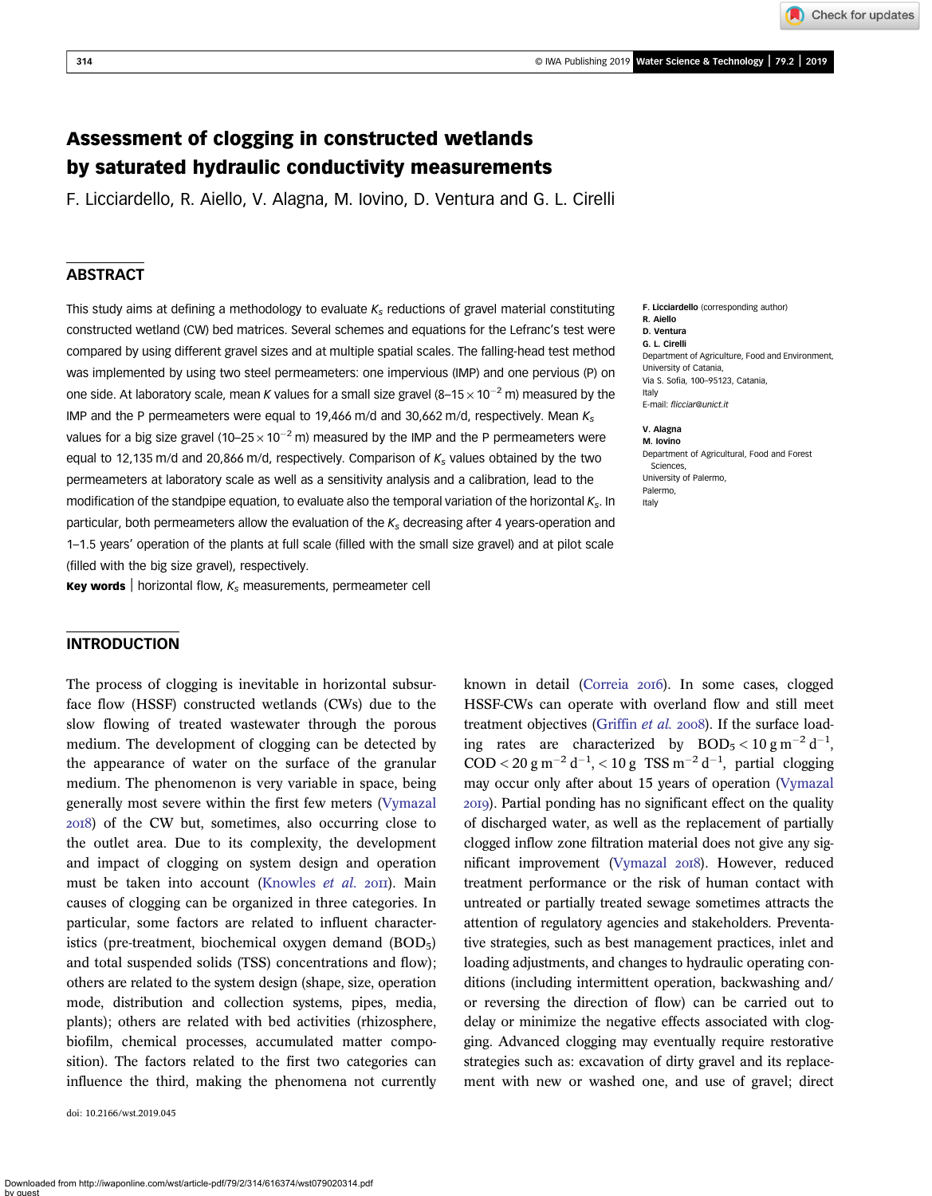# Assessment of clogging in constructed wetlands by saturated hydraulic conductivity measurements

F. Licciardello, R. Aiello, V. Alagna, M. Iovino, D. Ventura and G. L. Cirelli

## ABSTRACT

This study aims at defining a methodology to evaluate $K_s$ reductions of gravel material constituting constructed wetland (CW) bed matrices. Several schemes and equations for the Lefranc's test were compared by using different gravel sizes and at multiple spatial scales. The falling-head test method was implemented by using two steel permeameters: one impervious (IMP) and one pervious (P) on one side. At laboratory scale, mean $K$ values for a small size gravel ($8–15 \times 10^{-2}$ m) measured by the IMP and the P permeameters were equal to 19,466 m/d and 30,662 m/d, respectively. Mean $K_s$ values for a big size gravel ($10–25 \times 10^{-2}$ m) measured by the IMP and the P permeameters were equal to 12,135 m/d and 20,866 m/d, respectively. Comparison of $K_s$ values obtained by the two permeameters at laboratory scale as well as a sensitivity analysis and a calibration, lead to the modification of the standpipe equation, to evaluate also the temporal variation of the horizontal $K_s$. In particular, both permeameters allow the evaluation of the $K_s$ decreasing after 4 years-operation and 1–1.5 years' operation of the plants at full scale (filled with the small size gravel) and at pilot scale (filled with the big size gravel), respectively.

**Key words** | horizontal flow, $K_s$ measurements, permeameter cell

**F. Licciardello** (corresponding author)
**R. Aiello**
**D. Ventura**
**G. L. Cirelli**
Department of Agriculture, Food and Environment,
University of Catania,
Via S. Sofia, 100–95123, Catania,
Italy
E-mail: *flicciar@unict.it*

**V. Alagna**
**M. Iovino**
Department of Agricultural, Food and Forest Sciences,
University of Palermo,
Palermo,
Italy

## INTRODUCTION

The process of clogging is inevitable in horizontal subsurface flow (HSSF) constructed wetlands (CWs) due to the slow flowing of treated wastewater through the porous medium. The development of clogging can be detected by the appearance of water on the surface of the granular medium. The phenomenon is very variable in space, being generally most severe within the first few meters (Vymazal 2018) of the CW but, sometimes, also occurring close to the outlet area. Due to its complexity, the development and impact of clogging on system design and operation must be taken into account (Knowles *et al.* 2011). Main causes of clogging can be organized in three categories. In particular, some factors are related to influent characteristics (pre-treatment, biochemical oxygen demand ($BOD_5$) and total suspended solids (TSS) concentrations and flow); others are related to the system design (shape, size, operation mode, distribution and collection systems, pipes, media, plants); others are related with bed activities (rhizosphere, biofilm, chemical processes, accumulated matter composition). The factors related to the first two categories can influence the third, making the phenomena not currently known in detail (Correia 2016). In some cases, clogged HSSF-CWs can operate with overland flow and still meet treatment objectives (Griffin *et al.* 2008). If the surface loading rates are characterized by $BOD_5 < 10\ \mathrm{g\ m^{-2}\ d^{-1}}$, $COD < 20\ \mathrm{g\ m^{-2}\ d^{-1}}$, $< 10\ \mathrm{g\ TSS\ m^{-2}\ d^{-1}}$, partial clogging may occur only after about 15 years of operation (Vymazal 2019). Partial ponding has no significant effect on the quality of discharged water, as well as the replacement of partially clogged inflow zone filtration material does not give any significant improvement (Vymazal 2018). However, reduced treatment performance or the risk of human contact with untreated or partially treated sewage sometimes attracts the attention of regulatory agencies and stakeholders. Preventative strategies, such as best management practices, inlet and loading adjustments, and changes to hydraulic operating conditions (including intermittent operation, backwashing and/or reversing the direction of flow) can be carried out to delay or minimize the negative effects associated with clogging. Advanced clogging may eventually require restorative strategies such as: excavation of dirty gravel and its replacement with new or washed one, and use of gravel; direct

doi: 10.2166/wst.2019.045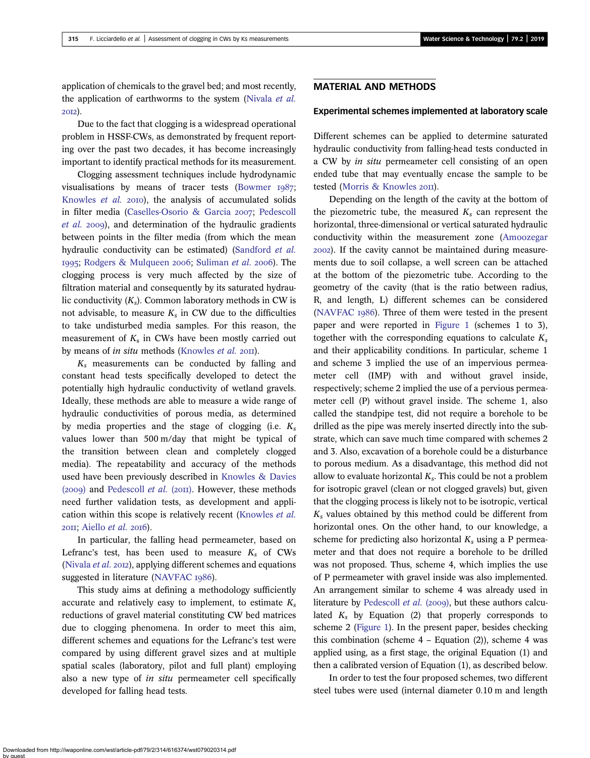application of chemicals to the gravel bed; and most recently, the application of earthworms to the system (Nivala *et al.* 2012).

Due to the fact that clogging is a widespread operational problem in HSSF-CWs, as demonstrated by frequent reporting over the past two decades, it has become increasingly important to identify practical methods for its measurement.

Clogging assessment techniques include hydrodynamic visualisations by means of tracer tests (Bowmer 1987; Knowles *et al.* 2010), the analysis of accumulated solids in filter media (Caselles-Osorio & Garcia 2007; Pedescoll *et al.* 2009), and determination of the hydraulic gradients between points in the filter media (from which the mean hydraulic conductivity can be estimated) (Sandford *et al.* 1995; Rodgers & Mulqueen 2006; Suliman *et al.* 2006). The clogging process is very much affected by the size of filtration material and consequently by its saturated hydraulic conductivity ($K_s$). Common laboratory methods in CW is not advisable, to measure $K_s$ in CW due to the difficulties to take undisturbed media samples. For this reason, the measurement of $K_s$ in CWs have been mostly carried out by means of *in situ* methods (Knowles *et al.* 2011).

$K_s$ measurements can be conducted by falling and constant head tests specifically developed to detect the potentially high hydraulic conductivity of wetland gravels. Ideally, these methods are able to measure a wide range of hydraulic conductivities of porous media, as determined by media properties and the stage of clogging (i.e. $K_s$ values lower than 500 m/day that might be typical of the transition between clean and completely clogged media). The repeatability and accuracy of the methods used have been previously described in Knowles & Davies (2009) and Pedescoll *et al.* (2011). However, these methods need further validation tests, as development and application within this scope is relatively recent (Knowles *et al.* 2011; Aiello *et al.* 2016).

In particular, the falling head permeameter, based on Lefranc's test, has been used to measure $K_s$ of CWs (Nivala *et al.* 2012), applying different schemes and equations suggested in literature (NAVFAC 1986).

This study aims at defining a methodology sufficiently accurate and relatively easy to implement, to estimate $K_s$ reductions of gravel material constituting CW bed matrices due to clogging phenomena. In order to meet this aim, different schemes and equations for the Lefranc's test were compared by using different gravel sizes and at multiple spatial scales (laboratory, pilot and full plant) employing also a new type of *in situ* permeameter cell specifically developed for falling head tests.

## MATERIAL AND METHODS

### Experimental schemes implemented at laboratory scale

Different schemes can be applied to determine saturated hydraulic conductivity from falling-head tests conducted in a CW by *in situ* permeameter cell consisting of an open ended tube that may eventually encase the sample to be tested (Morris & Knowles 2011).

Depending on the length of the cavity at the bottom of the piezometric tube, the measured $K_s$ can represent the horizontal, three-dimensional or vertical saturated hydraulic conductivity within the measurement zone (Amoozegar 2002). If the cavity cannot be maintained during measurements due to soil collapse, a well screen can be attached at the bottom of the piezometric tube. According to the geometry of the cavity (that is the ratio between radius, R, and length, L) different schemes can be considered (NAVFAC 1986). Three of them were tested in the present paper and were reported in Figure 1 (schemes 1 to 3), together with the corresponding equations to calculate $K_s$ and their applicability conditions. In particular, scheme 1 and scheme 3 implied the use of an impervious permeameter cell (IMP) with and without gravel inside, respectively; scheme 2 implied the use of a pervious permeameter cell (P) without gravel inside. The scheme 1, also called the standpipe test, did not require a borehole to be drilled as the pipe was merely inserted directly into the substrate, which can save much time compared with schemes 2 and 3. Also, excavation of a borehole could be a disturbance to porous medium. As a disadvantage, this method did not allow to evaluate horizontal $K_s$. This could be not a problem for isotropic gravel (clean or not clogged gravels) but, given that the clogging process is likely not to be isotropic, vertical $K_s$ values obtained by this method could be different from horizontal ones. On the other hand, to our knowledge, a scheme for predicting also horizontal $K_s$ using a P permeameter and that does not require a borehole to be drilled was not proposed. Thus, scheme 4, which implies the use of P permeameter with gravel inside was also implemented. An arrangement similar to scheme 4 was already used in literature by Pedescoll *et al.* (2009), but these authors calculated $K_s$ by Equation (2) that properly corresponds to scheme 2 (Figure 1). In the present paper, besides checking this combination (scheme 4 – Equation (2)), scheme 4 was applied using, as a first stage, the original Equation (1) and then a calibrated version of Equation (1), as described below.

In order to test the four proposed schemes, two different steel tubes were used (internal diameter 0.10 m and length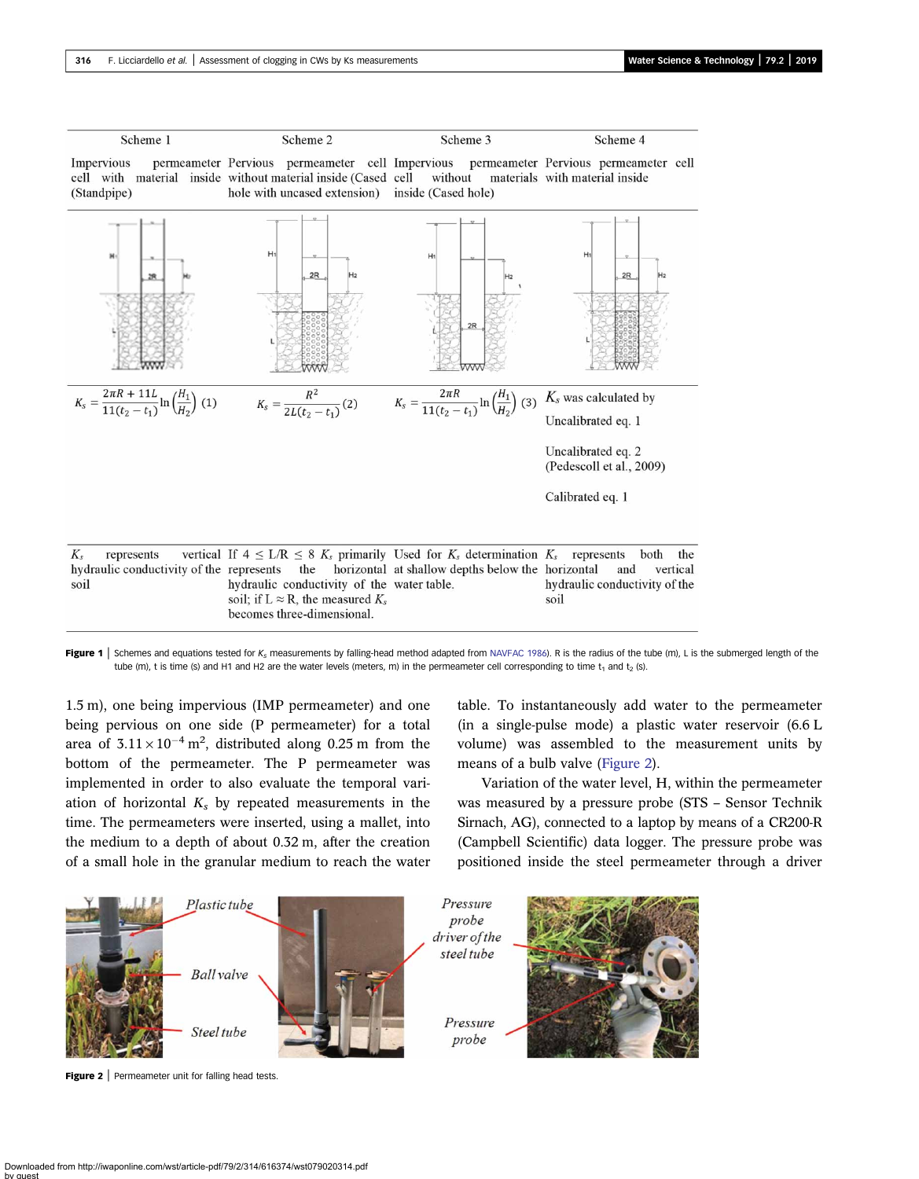| Scheme 1 | Scheme 2 | Scheme 3 | Scheme 4 |
| --- | --- | --- | --- |
| Impervious permeameter cell with material inside (Standpipe) | Pervious permeameter cell without material inside (Cased hole with uncased extension) | Impervious permeameter cell without materials inside (Cased hole) | Pervious permeameter cell with material inside |
| $K_s = \dfrac{2\pi R + 11L}{11(t_2 - t_1)} \ln\left(\dfrac{H_1}{H_2}\right)$ (1) | $K_s = \dfrac{R^2}{2L(t_2 - t_1)}$ (2) | $K_s = \dfrac{2\pi R}{11(t_2 - t_1)} \ln\left(\dfrac{H_1}{H_2}\right)$ (3) | $K_s$ was calculated by Uncalibrated eq. 1; Uncalibrated eq. 2 (Pedescoll et al., 2009); Calibrated eq. 1 |
| $K_s$ represents vertical hydraulic conductivity of the soil | If $4 \leq L/R \leq 8$ $K_s$ primarily represents the horizontal hydraulic conductivity of the soil; if $L \approx R$, the measured $K_s$ becomes three-dimensional. | Used for $K_s$ determination at shallow depths below the water table. | $K_s$ represents both the horizontal and vertical hydraulic conductivity of the soil |

**Figure 1** | Schemes and equations tested for $K_s$ measurements by falling-head method adapted from NAVFAC 1986). R is the radius of the tube (m), L is the submerged length of the tube (m), t is time (s) and H1 and H2 are the water levels (meters, m) in the permeameter cell corresponding to time $t_1$ and $t_2$ (s).

1.5 m), one being impervious (IMP permeameter) and one being pervious on one side (P permeameter) for a total area of $3.11 \times 10^{-4}$ m$^2$, distributed along 0.25 m from the bottom of the permeameter. The P permeameter was implemented in order to also evaluate the temporal variation of horizontal $K_s$ by repeated measurements in the time. The permeameters were inserted, using a mallet, into the medium to a depth of about 0.32 m, after the creation of a small hole in the granular medium to reach the water table. To instantaneously add water to the permeameter (in a single-pulse mode) a plastic water reservoir (6.6 L volume) was assembled to the measurement units by means of a bulb valve (Figure 2).

Variation of the water level, H, within the permeameter was measured by a pressure probe (STS – Sensor Technik Sirnach, AG), connected to a laptop by means of a CR200-R (Campbell Scientific) data logger. The pressure probe was positioned inside the steel permeameter through a driver

**Figure 2** | Permeameter unit for falling head tests.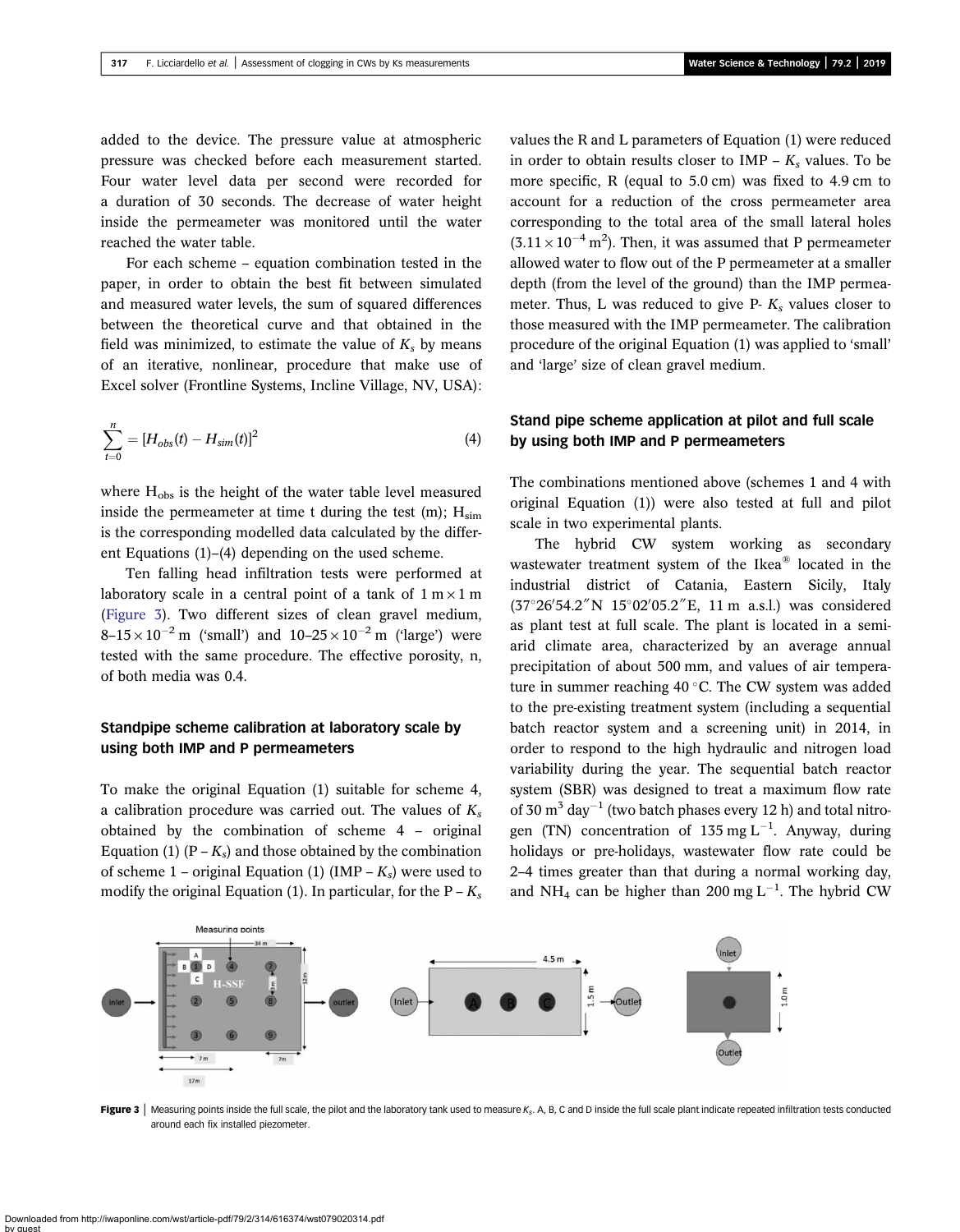added to the device. The pressure value at atmospheric pressure was checked before each measurement started. Four water level data per second were recorded for a duration of 30 seconds. The decrease of water height inside the permeameter was monitored until the water reached the water table.

For each scheme – equation combination tested in the paper, in order to obtain the best fit between simulated and measured water levels, the sum of squared differences between the theoretical curve and that obtained in the field was minimized, to estimate the value of $K_s$ by means of an iterative, nonlinear, procedure that make use of Excel solver (Frontline Systems, Incline Village, NV, USA):

$$\sum_{t=0}^{n} = [H_{obs}(t) - H_{sim}(t)]^2 \quad (4)$$

where $H_{obs}$ is the height of the water table level measured inside the permeameter at time t during the test (m); $H_{sim}$ is the corresponding modelled data calculated by the different Equations (1)–(4) depending on the used scheme.

Ten falling head infiltration tests were performed at laboratory scale in a central point of a tank of $1 \text{ m} \times 1 \text{ m}$ (Figure 3). Two different sizes of clean gravel medium, $8\text{–}15 \times 10^{-2}$ m ('small') and $10\text{–}25 \times 10^{-2}$ m ('large') were tested with the same procedure. The effective porosity, n, of both media was 0.4.

## Standpipe scheme calibration at laboratory scale by using both IMP and P permeameters

To make the original Equation (1) suitable for scheme 4, a calibration procedure was carried out. The values of $K_s$ obtained by the combination of scheme 4 – original Equation (1) (P – $K_s$) and those obtained by the combination of scheme 1 – original Equation (1) (IMP – $K_s$) were used to modify the original Equation (1). In particular, for the P – $K_s$ values the R and L parameters of Equation (1) were reduced in order to obtain results closer to IMP – $K_s$ values. To be more specific, R (equal to 5.0 cm) was fixed to 4.9 cm to account for a reduction of the cross permeameter area corresponding to the total area of the small lateral holes ($3.11 \times 10^{-4} \text{ m}^2$). Then, it was assumed that P permeameter allowed water to flow out of the P permeameter at a smaller depth (from the level of the ground) than the IMP permeameter. Thus, L was reduced to give P- $K_s$ values closer to those measured with the IMP permeameter. The calibration procedure of the original Equation (1) was applied to 'small' and 'large' size of clean gravel medium.

## Stand pipe scheme application at pilot and full scale by using both IMP and P permeameters

The combinations mentioned above (schemes 1 and 4 with original Equation (1)) were also tested at full and pilot scale in two experimental plants.

The hybrid CW system working as secondary wastewater treatment system of the Ikea® located in the industrial district of Catania, Eastern Sicily, Italy (37°26′54.2″N 15°02′05.2″E, 11 m a.s.l.) was considered as plant test at full scale. The plant is located in a semi-arid climate area, characterized by an average annual precipitation of about 500 mm, and values of air temperature in summer reaching 40 °C. The CW system was added to the pre-existing treatment system (including a sequential batch reactor system and a screening unit) in 2014, in order to respond to the high hydraulic and nitrogen load variability during the year. The sequential batch reactor system (SBR) was designed to treat a maximum flow rate of $30 \text{ m}^3 \text{ day}^{-1}$ (two batch phases every 12 h) and total nitrogen (TN) concentration of $135 \text{ mg L}^{-1}$. Anyway, during holidays or pre-holidays, wastewater flow rate could be 2–4 times greater than that during a normal working day, and $NH_4$ can be higher than $200 \text{ mg L}^{-1}$. The hybrid CW

**Figure 3** | Measuring points inside the full scale, the pilot and the laboratory tank used to measure $K_s$. A, B, C and D inside the full scale plant indicate repeated infiltration tests conducted around each fix installed piezometer.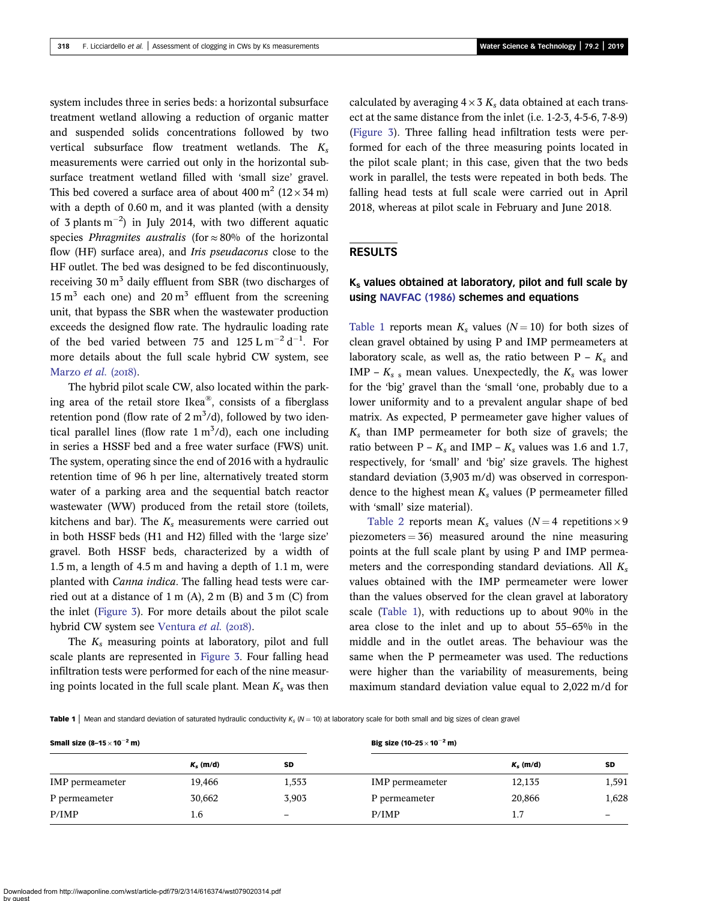system includes three in series beds: a horizontal subsurface treatment wetland allowing a reduction of organic matter and suspended solids concentrations followed by two vertical subsurface flow treatment wetlands. The $K_s$ measurements were carried out only in the horizontal subsurface treatment wetland filled with 'small size' gravel. This bed covered a surface area of about 400 $m^2$ (12 × 34 m) with a depth of 0.60 m, and it was planted (with a density of 3 plants $m^{-2}$) in July 2014, with two different aquatic species *Phragmites australis* (for ≈ 80% of the horizontal flow (HF) surface area), and *Iris pseudacorus* close to the HF outlet. The bed was designed to be fed discontinuously, receiving 30 $m^3$ daily effluent from SBR (two discharges of 15 $m^3$ each one) and 20 $m^3$ effluent from the screening unit, that bypass the SBR when the wastewater production exceeds the designed flow rate. The hydraulic loading rate of the bed varied between 75 and 125 L $m^{-2}$ $d^{-1}$. For more details about the full scale hybrid CW system, see Marzo *et al.* (2018).

The hybrid pilot scale CW, also located within the parking area of the retail store Ikea®, consists of a fiberglass retention pond (flow rate of 2 $m^3$/d), followed by two identical parallel lines (flow rate 1 $m^3$/d), each one including in series a HSSF bed and a free water surface (FWS) unit. The system, operating since the end of 2016 with a hydraulic retention time of 96 h per line, alternatively treated storm water of a parking area and the sequential batch reactor wastewater (WW) produced from the retail store (toilets, kitchens and bar). The $K_s$ measurements were carried out in both HSSF beds (H1 and H2) filled with the 'large size' gravel. Both HSSF beds, characterized by a width of 1.5 m, a length of 4.5 m and having a depth of 1.1 m, were planted with *Canna indica*. The falling head tests were carried out at a distance of 1 m (A), 2 m (B) and 3 m (C) from the inlet (Figure 3). For more details about the pilot scale hybrid CW system see Ventura *et al.* (2018).

The $K_s$ measuring points at laboratory, pilot and full scale plants are represented in Figure 3. Four falling head infiltration tests were performed for each of the nine measuring points located in the full scale plant. Mean $K_s$ was then calculated by averaging 4 × 3 $K_s$ data obtained at each transect at the same distance from the inlet (i.e. 1-2-3, 4-5-6, 7-8-9) (Figure 3). Three falling head infiltration tests were performed for each of the three measuring points located in the pilot scale plant; in this case, given that the two beds work in parallel, the tests were repeated in both beds. The falling head tests at full scale were carried out in April 2018, whereas at pilot scale in February and June 2018.

## RESULTS

### $K_s$ values obtained at laboratory, pilot and full scale by using NAVFAC (1986) schemes and equations

Table 1 reports mean $K_s$ values ($N = 10$) for both sizes of clean gravel obtained by using P and IMP permeameters at laboratory scale, as well as, the ratio between P – $K_s$ and IMP – $K_{s\ s}$ mean values. Unexpectedly, the $K_s$ was lower for the 'big' gravel than the 'small 'one, probably due to a lower uniformity and to a prevalent angular shape of bed matrix. As expected, P permeameter gave higher values of $K_s$ than IMP permeameter for both size of gravels; the ratio between P – $K_s$ and IMP – $K_s$ values was 1.6 and 1.7, respectively, for 'small' and 'big' size gravels. The highest standard deviation (3,903 m/d) was observed in correspondence to the highest mean $K_s$ values (P permeameter filled with 'small' size material).

Table 2 reports mean $K_s$ values ($N = 4$ repetitions × 9 piezometers = 36) measured around the nine measuring points at the full scale plant by using P and IMP permeameters and the corresponding standard deviations. All $K_s$ values obtained with the IMP permeameter were lower than the values observed for the clean gravel at laboratory scale (Table 1), with reductions up to about 90% in the area close to the inlet and up to about 55–65% in the middle and in the outlet areas. The behaviour was the same when the P permeameter was used. The reductions were higher than the variability of measurements, being maximum standard deviation value equal to 2,022 m/d for

**Table 1** | Mean and standard deviation of saturated hydraulic conductivity $K_s$ ($N = 10$) at laboratory scale for both small and big sizes of clean gravel

| Small size (8–15 × $10^{-2}$ m) | | | Big size (10–25 × $10^{-2}$ m) | | |
|---|---|---|---|---|---|
| | $K_s$ (m/d) | SD | | $K_s$ (m/d) | SD |
| IMP permeameter | 19,466 | 1,553 | IMP permeameter | 12,135 | 1,591 |
| P permeameter | 30,662 | 3,903 | P permeameter | 20,866 | 1,628 |
| P/IMP | 1.6 | – | P/IMP | 1.7 | – |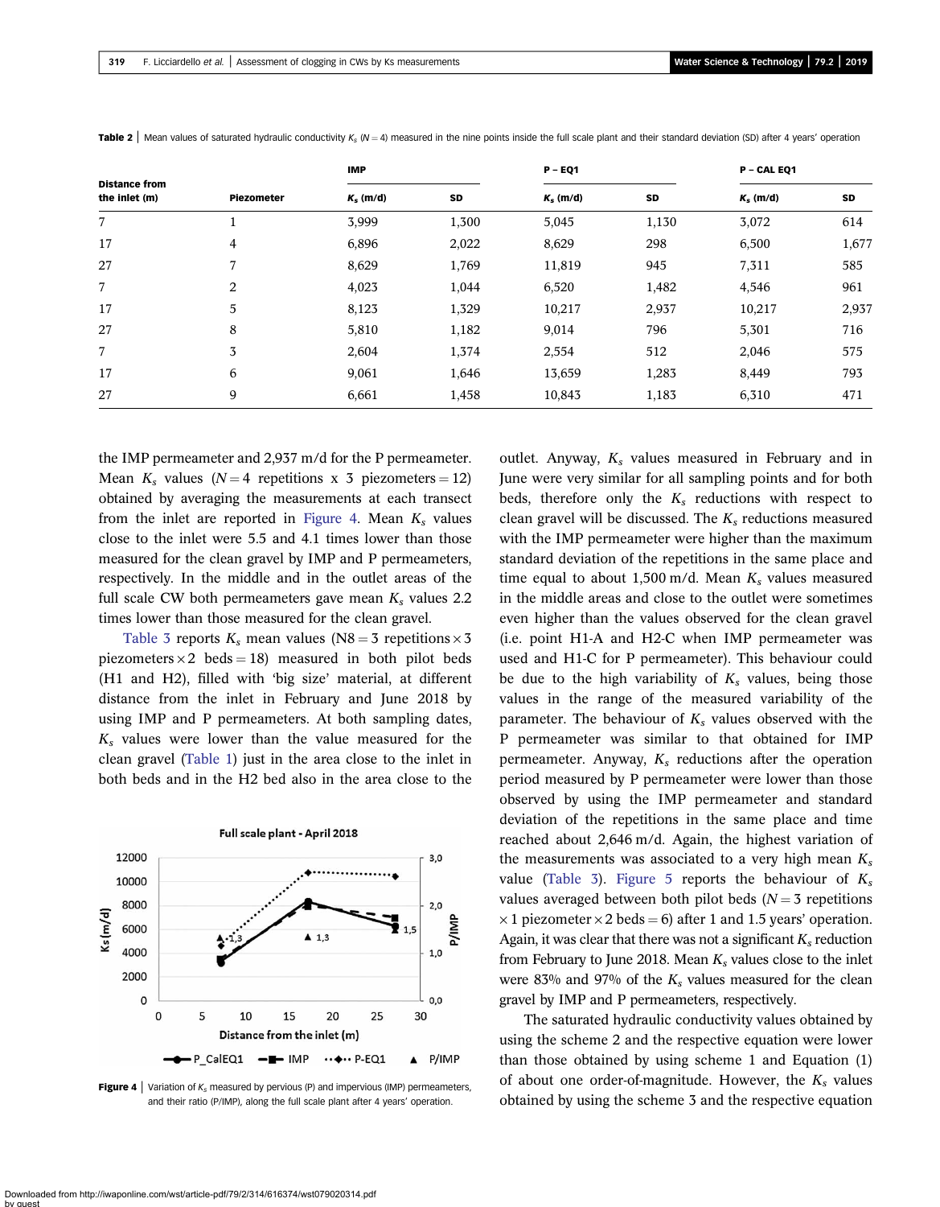**Table 2** | Mean values of saturated hydraulic conductivity $K_s$ ($N = 4$) measured in the nine points inside the full scale plant and their standard deviation (SD) after 4 years' operation

| Distance from the inlet (m) | Piezometer | IMP | | P – EQ1 | | P – CAL EQ1 | |
|---|---|---|---|---|---|---|---|
| | | $K_s$ (m/d) | SD | $K_s$ (m/d) | SD | $K_s$ (m/d) | SD |
| 7 | 1 | 3,999 | 1,300 | 5,045 | 1,130 | 3,072 | 614 |
| 17 | 4 | 6,896 | 2,022 | 8,629 | 298 | 6,500 | 1,677 |
| 27 | 7 | 8,629 | 1,769 | 11,819 | 945 | 7,311 | 585 |
| 7 | 2 | 4,023 | 1,044 | 6,520 | 1,482 | 4,546 | 961 |
| 17 | 5 | 8,123 | 1,329 | 10,217 | 2,937 | 10,217 | 2,937 |
| 27 | 8 | 5,810 | 1,182 | 9,014 | 796 | 5,301 | 716 |
| 7 | 3 | 2,604 | 1,374 | 2,554 | 512 | 2,046 | 575 |
| 17 | 6 | 9,061 | 1,646 | 13,659 | 1,283 | 8,449 | 793 |
| 27 | 9 | 6,661 | 1,458 | 10,843 | 1,183 | 6,310 | 471 |

the IMP permeameter and 2,937 m/d for the P permeameter. Mean $K_s$ values ($N = 4$ repetitions x 3 piezometers = 12) obtained by averaging the measurements at each transect from the inlet are reported in Figure 4. Mean $K_s$ values close to the inlet were 5.5 and 4.1 times lower than those measured for the clean gravel by IMP and P permeameters, respectively. In the middle and in the outlet areas of the full scale CW both permeameters gave mean $K_s$ values 2.2 times lower than those measured for the clean gravel.

Table 3 reports $K_s$ mean values (N8 = 3 repetitions × 3 piezometers × 2 beds = 18) measured in both pilot beds (H1 and H2), filled with 'big size' material, at different distance from the inlet in February and June 2018 by using IMP and P permeameters. At both sampling dates, $K_s$ values were lower than the value measured for the clean gravel (Table 1) just in the area close to the inlet in both beds and in the H2 bed also in the area close to the outlet. Anyway, $K_s$ values measured in February and in June were very similar for all sampling points and for both beds, therefore only the $K_s$ reductions with respect to clean gravel will be discussed. The $K_s$ reductions measured with the IMP permeameter were higher than the maximum standard deviation of the repetitions in the same place and time equal to about 1,500 m/d. Mean $K_s$ values measured in the middle areas and close to the outlet were sometimes even higher than the values observed for the clean gravel (i.e. point H1-A and H2-C when IMP permeameter was used and H1-C for P permeameter). This behaviour could be due to the high variability of $K_s$ values, being those values in the range of the measured variability of the parameter. The behaviour of $K_s$ values observed with the P permeameter was similar to that obtained for IMP permeameter. Anyway, $K_s$ reductions after the operation period measured by P permeameter were lower than those observed by using the IMP permeameter and standard deviation of the repetitions in the same place and time reached about 2,646 m/d. Again, the highest variation of the measurements was associated to a very high mean $K_s$ value (Table 3). Figure 5 reports the behaviour of $K_s$ values averaged between both pilot beds ($N = 3$ repetitions × 1 piezometer × 2 beds = 6) after 1 and 1.5 years' operation. Again, it was clear that there was not a significant $K_s$ reduction from February to June 2018. Mean $K_s$ values close to the inlet were 83% and 97% of the $K_s$ values measured for the clean gravel by IMP and P permeameters, respectively.

The saturated hydraulic conductivity values obtained by using the scheme 2 and the respective equation were lower than those obtained by using scheme 1 and Equation (1) of about one order-of-magnitude. However, the $K_s$ values obtained by using the scheme 3 and the respective equation

**Figure 4** | Variation of $K_s$ measured by pervious (P) and impervious (IMP) permeameters, and their ratio (P/IMP), along the full scale plant after 4 years' operation.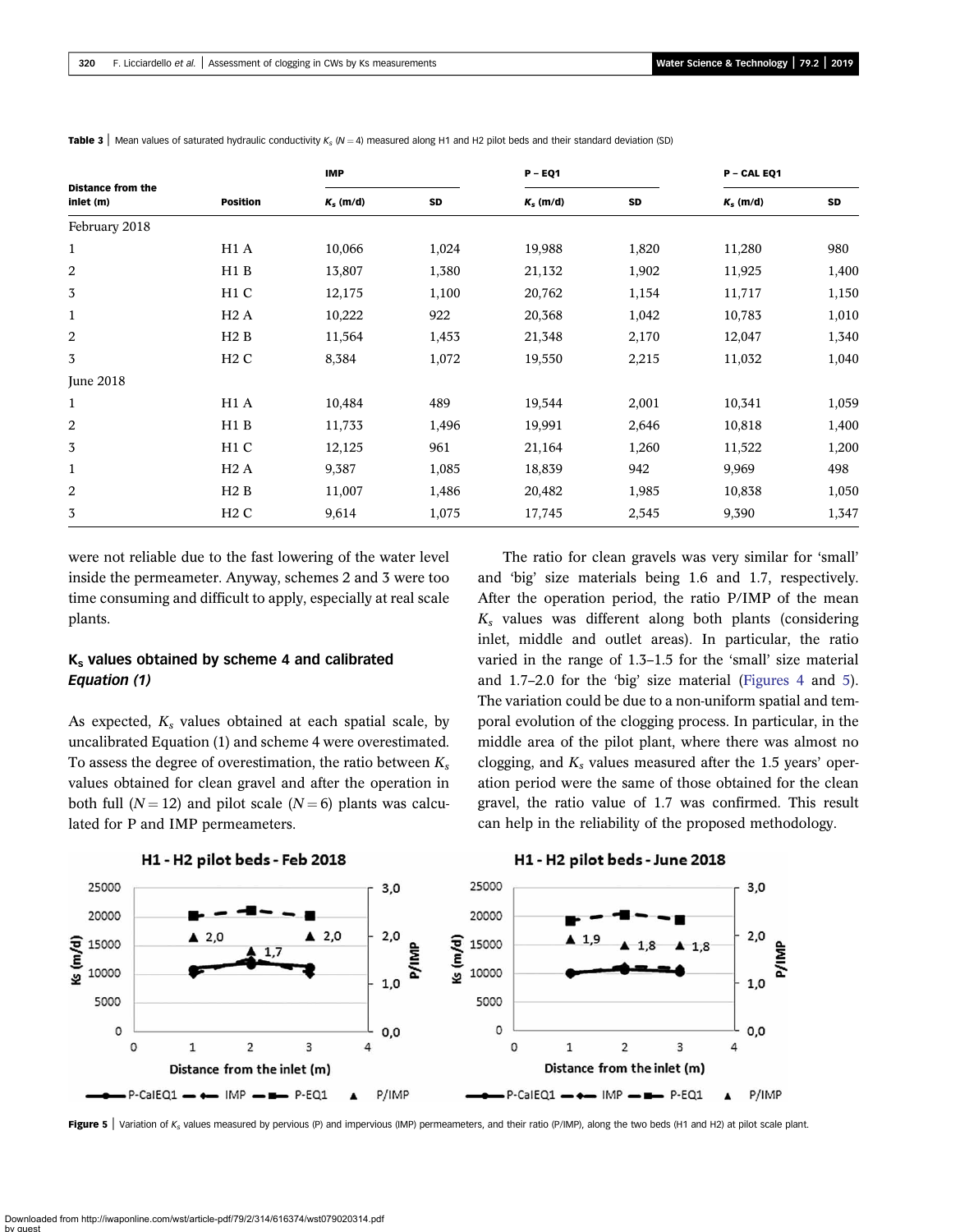**Table 3** | Mean values of saturated hydraulic conductivity $K_s$ ($N = 4$) measured along H1 and H2 pilot beds and their standard deviation (SD)

| Distance from the inlet (m) | Position | IMP | | P – EQ1 | | P – CAL EQ1 | |
|---|---|---|---|---|---|---|---|
| | | $K_s$ (m/d) | SD | $K_s$ (m/d) | SD | $K_s$ (m/d) | SD |
| February 2018 | | | | | | | |
| 1 | H1 A | 10,066 | 1,024 | 19,988 | 1,820 | 11,280 | 980 |
| 2 | H1 B | 13,807 | 1,380 | 21,132 | 1,902 | 11,925 | 1,400 |
| 3 | H1 C | 12,175 | 1,100 | 20,762 | 1,154 | 11,717 | 1,150 |
| 1 | H2 A | 10,222 | 922 | 20,368 | 1,042 | 10,783 | 1,010 |
| 2 | H2 B | 11,564 | 1,453 | 21,348 | 2,170 | 12,047 | 1,340 |
| 3 | H2 C | 8,384 | 1,072 | 19,550 | 2,215 | 11,032 | 1,040 |
| June 2018 | | | | | | | |
| 1 | H1 A | 10,484 | 489 | 19,544 | 2,001 | 10,341 | 1,059 |
| 2 | H1 B | 11,733 | 1,496 | 19,991 | 2,646 | 10,818 | 1,400 |
| 3 | H1 C | 12,125 | 961 | 21,164 | 1,260 | 11,522 | 1,200 |
| 1 | H2 A | 9,387 | 1,085 | 18,839 | 942 | 9,969 | 498 |
| 2 | H2 B | 11,007 | 1,486 | 20,482 | 1,985 | 10,838 | 1,050 |
| 3 | H2 C | 9,614 | 1,075 | 17,745 | 2,545 | 9,390 | 1,347 |

were not reliable due to the fast lowering of the water level inside the permeameter. Anyway, schemes 2 and 3 were too time consuming and difficult to apply, especially at real scale plants.

### $K_s$ values obtained by scheme 4 and calibrated *Equation (1)*

As expected, $K_s$ values obtained at each spatial scale, by uncalibrated Equation (1) and scheme 4 were overestimated. To assess the degree of overestimation, the ratio between $K_s$ values obtained for clean gravel and after the operation in both full ($N = 12$) and pilot scale ($N = 6$) plants was calculated for P and IMP permeameters.

The ratio for clean gravels was very similar for 'small' and 'big' size materials being 1.6 and 1.7, respectively. After the operation period, the ratio P/IMP of the mean $K_s$ values was different along both plants (considering inlet, middle and outlet areas). In particular, the ratio varied in the range of 1.3–1.5 for the 'small' size material and 1.7–2.0 for the 'big' size material (Figures 4 and 5). The variation could be due to a non-uniform spatial and temporal evolution of the clogging process. In particular, in the middle area of the pilot plant, where there was almost no clogging, and $K_s$ values measured after the 1.5 years' operation period were the same of those obtained for the clean gravel, the ratio value of 1.7 was confirmed. This result can help in the reliability of the proposed methodology.

**Figure 5** | Variation of $K_s$ values measured by pervious (P) and impervious (IMP) permeameters, and their ratio (P/IMP), along the two beds (H1 and H2) at pilot scale plant.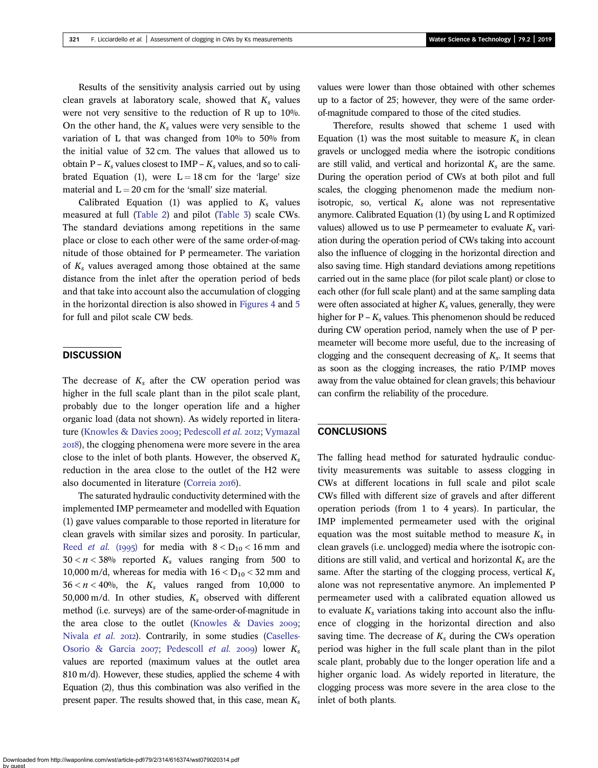Results of the sensitivity analysis carried out by using clean gravels at laboratory scale, showed that $K_s$ values were not very sensitive to the reduction of R up to 10%. On the other hand, the $K_s$ values were very sensible to the variation of L that was changed from 10% to 50% from the initial value of 32 cm. The values that allowed us to obtain P – $K_s$ values closest to IMP – $K_s$ values, and so to calibrated Equation (1), were L = 18 cm for the 'large' size material and L = 20 cm for the 'small' size material.

Calibrated Equation (1) was applied to $K_s$ values measured at full (Table 2) and pilot (Table 3) scale CWs. The standard deviations among repetitions in the same place or close to each other were of the same order-of-magnitude of those obtained for P permeameter. The variation of $K_s$ values averaged among those obtained at the same distance from the inlet after the operation period of beds and that take into account also the accumulation of clogging in the horizontal direction is also showed in Figures 4 and 5 for full and pilot scale CW beds.

## DISCUSSION

The decrease of $K_s$ after the CW operation period was higher in the full scale plant than in the pilot scale plant, probably due to the longer operation life and a higher organic load (data not shown). As widely reported in literature (Knowles & Davies 2009; Pedescoll *et al.* 2012; Vymazal 2018), the clogging phenomena were more severe in the area close to the inlet of both plants. However, the observed $K_s$ reduction in the area close to the outlet of the H2 were also documented in literature (Correia 2016).

The saturated hydraulic conductivity determined with the implemented IMP permeameter and modelled with Equation (1) gave values comparable to those reported in literature for clean gravels with similar sizes and porosity. In particular, Reed *et al.* (1995) for media with $8 < D_{10} < 16$ mm and $30 < n < 38$% reported $K_s$ values ranging from 500 to 10,000 m/d, whereas for media with $16 < D_{10} < 32$ mm and $36 < n < 40$%, the $K_s$ values ranged from 10,000 to 50,000 m/d. In other studies, $K_s$ observed with different method (i.e. surveys) are of the same-order-of-magnitude in the area close to the outlet (Knowles & Davies 2009; Nivala *et al.* 2012). Contrarily, in some studies (Caselles-Osorio & Garcia 2007; Pedescoll *et al.* 2009) lower $K_s$ values are reported (maximum values at the outlet area 810 m/d). However, these studies, applied the scheme 4 with Equation (2), thus this combination was also verified in the present paper. The results showed that, in this case, mean $K_s$ values were lower than those obtained with other schemes up to a factor of 25; however, they were of the same order-of-magnitude compared to those of the cited studies.

Therefore, results showed that scheme 1 used with Equation (1) was the most suitable to measure $K_s$ in clean gravels or unclogged media where the isotropic conditions are still valid, and vertical and horizontal $K_s$ are the same. During the operation period of CWs at both pilot and full scales, the clogging phenomenon made the medium non-isotropic, so, vertical $K_s$ alone was not representative anymore. Calibrated Equation (1) (by using L and R optimized values) allowed us to use P permeameter to evaluate $K_s$ variation during the operation period of CWs taking into account also the influence of clogging in the horizontal direction and also saving time. High standard deviations among repetitions carried out in the same place (for pilot scale plant) or close to each other (for full scale plant) and at the same sampling data were often associated at higher $K_s$ values, generally, they were higher for P – $K_s$ values. This phenomenon should be reduced during CW operation period, namely when the use of P permeameter will become more useful, due to the increasing of clogging and the consequent decreasing of $K_s$. It seems that as soon as the clogging increases, the ratio P/IMP moves away from the value obtained for clean gravels; this behaviour can confirm the reliability of the procedure.

## CONCLUSIONS

The falling head method for saturated hydraulic conductivity measurements was suitable to assess clogging in CWs at different locations in full scale and pilot scale CWs filled with different size of gravels and after different operation periods (from 1 to 4 years). In particular, the IMP implemented permeameter used with the original equation was the most suitable method to measure $K_s$ in clean gravels (i.e. unclogged) media where the isotropic conditions are still valid, and vertical and horizontal $K_s$ are the same. After the starting of the clogging process, vertical $K_s$ alone was not representative anymore. An implemented P permeameter used with a calibrated equation allowed us to evaluate $K_s$ variations taking into account also the influence of clogging in the horizontal direction and also saving time. The decrease of $K_s$ during the CWs operation period was higher in the full scale plant than in the pilot scale plant, probably due to the longer operation life and a higher organic load. As widely reported in literature, the clogging process was more severe in the area close to the inlet of both plants.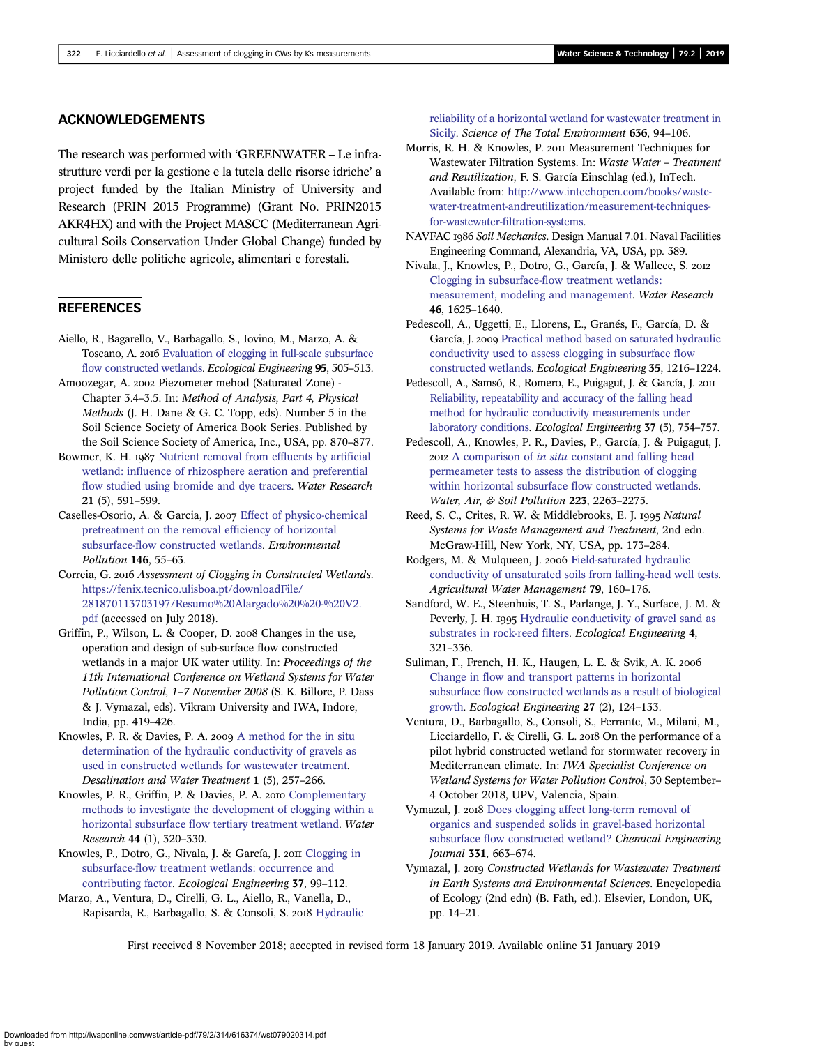## ACKNOWLEDGEMENTS

The research was performed with 'GREENWATER – Le infrastrutture verdi per la gestione e la tutela delle risorse idriche' a project funded by the Italian Ministry of University and Research (PRIN 2015 Programme) (Grant No. PRIN2015 AKR4HX) and with the Project MASCC (Mediterranean Agricultural Soils Conservation Under Global Change) funded by Ministero delle politiche agricole, alimentari e forestali.

## REFERENCES

Aiello, R., Bagarello, V., Barbagallo, S., Iovino, M., Marzo, A. & Toscano, A. 2016 Evaluation of clogging in full-scale subsurface flow constructed wetlands. *Ecological Engineering* **95**, 505–513.

Amoozegar, A. 2002 Piezometer mehod (Saturated Zone) - Chapter 3.4–3.5. In: *Method of Analysis, Part 4, Physical Methods* (J. H. Dane & G. C. Topp, eds). Number 5 in the Soil Science Society of America Book Series. Published by the Soil Science Society of America, Inc., USA, pp. 870–877.

Bowmer, K. H. 1987 Nutrient removal from effluents by artificial wetland: influence of rhizosphere aeration and preferential flow studied using bromide and dye tracers. *Water Research* **21** (5), 591–599.

Caselles-Osorio, A. & Garcia, J. 2007 Effect of physico-chemical pretreatment on the removal efficiency of horizontal subsurface-flow constructed wetlands. *Environmental Pollution* **146**, 55–63.

Correia, G. 2016 *Assessment of Clogging in Constructed Wetlands*. https://fenix.tecnico.ulisboa.pt/downloadFile/281870113703197/Resumo%20Alargado%20%20-%20V2.pdf (accessed on July 2018).

Griffin, P., Wilson, L. & Cooper, D. 2008 Changes in the use, operation and design of sub-surface flow constructed wetlands in a major UK water utility. In: *Proceedings of the 11th International Conference on Wetland Systems for Water Pollution Control, 1–7 November 2008* (S. K. Billore, P. Dass & J. Vymazal, eds). Vikram University and IWA, Indore, India, pp. 419–426.

Knowles, P. R. & Davies, P. A. 2009 A method for the in situ determination of the hydraulic conductivity of gravels as used in constructed wetlands for wastewater treatment. *Desalination and Water Treatment* **1** (5), 257–266.

Knowles, P. R., Griffin, P. & Davies, P. A. 2010 Complementary methods to investigate the development of clogging within a horizontal subsurface flow tertiary treatment wetland. *Water Research* **44** (1), 320–330.

Knowles, P., Dotro, G., Nivala, J. & García, J. 2011 Clogging in subsurface-flow treatment wetlands: occurrence and contributing factor. *Ecological Engineering* **37**, 99–112.

Marzo, A., Ventura, D., Cirelli, G. L., Aiello, R., Vanella, D., Rapisarda, R., Barbagallo, S. & Consoli, S. 2018 Hydraulic reliability of a horizontal wetland for wastewater treatment in Sicily. *Science of The Total Environment* **636**, 94–106.

Morris, R. H. & Knowles, P. 2011 Measurement Techniques for Wastewater Filtration Systems. In: *Waste Water – Treatment and Reutilization*, F. S. García Einschlag (ed.), InTech. Available from: http://www.intechopen.com/books/waste-water-treatment-andreutilization/measurement-techniques-for-wastewater-filtration-systems.

NAVFAC 1986 *Soil Mechanics*. Design Manual 7.01. Naval Facilities Engineering Command, Alexandria, VA, USA, pp. 389.

Nivala, J., Knowles, P., Dotro, G., García, J. & Wallece, S. 2012 Clogging in subsurface-flow treatment wetlands: measurement, modeling and management. *Water Research* **46**, 1625–1640.

Pedescoll, A., Uggetti, E., Llorens, E., Granés, F., García, D. & García, J. 2009 Practical method based on saturated hydraulic conductivity used to assess clogging in subsurface flow constructed wetlands. *Ecological Engineering* **35**, 1216–1224.

Pedescoll, A., Samsó, R., Romero, E., Puigagut, J. & García, J. 2011 Reliability, repeatability and accuracy of the falling head method for hydraulic conductivity measurements under laboratory conditions. *Ecological Engineering* **37** (5), 754–757.

Pedescoll, A., Knowles, P. R., Davies, P., García, J. & Puigagut, J. 2012 A comparison of *in situ* constant and falling head permeameter tests to assess the distribution of clogging within horizontal subsurface flow constructed wetlands. *Water, Air, & Soil Pollution* **223**, 2263–2275.

Reed, S. C., Crites, R. W. & Middlebrooks, E. J. 1995 *Natural Systems for Waste Management and Treatment*, 2nd edn. McGraw-Hill, New York, NY, USA, pp. 173–284.

Rodgers, M. & Mulqueen, J. 2006 Field-saturated hydraulic conductivity of unsaturated soils from falling-head well tests. *Agricultural Water Management* **79**, 160–176.

Sandford, W. E., Steenhuis, T. S., Parlange, J. Y., Surface, J. M. & Peverly, J. H. 1995 Hydraulic conductivity of gravel sand as substrates in rock-reed filters. *Ecological Engineering* **4**, 321–336.

Suliman, F., French, H. K., Haugen, L. E. & Svik, A. K. 2006 Change in flow and transport patterns in horizontal subsurface flow constructed wetlands as a result of biological growth. *Ecological Engineering* **27** (2), 124–133.

Ventura, D., Barbagallo, S., Consoli, S., Ferrante, M., Milani, M., Licciardello, F. & Cirelli, G. L. 2018 On the performance of a pilot hybrid constructed wetland for stormwater recovery in Mediterranean climate. In: *IWA Specialist Conference on Wetland Systems for Water Pollution Control*, 30 September–4 October 2018, UPV, Valencia, Spain.

Vymazal, J. 2018 Does clogging affect long-term removal of organics and suspended solids in gravel-based horizontal subsurface flow constructed wetland? *Chemical Engineering Journal* **331**, 663–674.

Vymazal, J. 2019 *Constructed Wetlands for Wastewater Treatment in Earth Systems and Environmental Sciences*. Encyclopedia of Ecology (2nd edn) (B. Fath, ed.). Elsevier, London, UK, pp. 14–21.

First received 8 November 2018; accepted in revised form 18 January 2019. Available online 31 January 2019